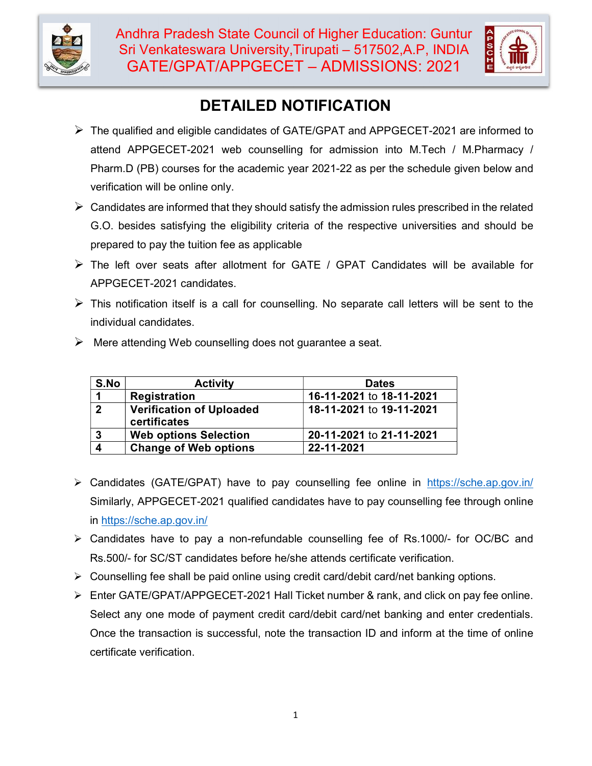# Andhra Pradesh State Council of Higher Education: Guntur
## Sri Venkateswara University,Tirupati – 517502,A.P, INDIA
## GATE/GPAT/APPGECET – ADMISSIONS: 2021

# DETAILED NOTIFICATION

- The qualified and eligible candidates of GATE/GPAT and APPGECET-2021 are informed to attend APPGECET-2021 web counselling for admission into M.Tech / M.Pharmacy / Pharm.D (PB) courses for the academic year 2021-22 as per the schedule given below and verification will be online only.
- Candidates are informed that they should satisfy the admission rules prescribed in the related G.O. besides satisfying the eligibility criteria of the respective universities and should be prepared to pay the tuition fee as applicable
- The left over seats after allotment for GATE / GPAT Candidates will be available for APPGECET-2021 candidates.
- This notification itself is a call for counselling. No separate call letters will be sent to the individual candidates.
- Mere attending Web counselling does not guarantee a seat.

| S.No | Activity | Dates |
|---|---|---|
| 1 | Registration | 16-11-2021 to 18-11-2021 |
| 2 | Verification of Uploaded certificates | 18-11-2021 to 19-11-2021 |
| 3 | Web options Selection | 20-11-2021 to 21-11-2021 |
| 4 | Change of Web options | 22-11-2021 |

- Candidates (GATE/GPAT) have to pay counselling fee online in https://sche.ap.gov.in/ Similarly, APPGECET-2021 qualified candidates have to pay counselling fee through online in https://sche.ap.gov.in/
- Candidates have to pay a non-refundable counselling fee of Rs.1000/- for OC/BC and Rs.500/- for SC/ST candidates before he/she attends certificate verification.
- Counselling fee shall be paid online using credit card/debit card/net banking options.
- Enter GATE/GPAT/APPGECET-2021 Hall Ticket number & rank, and click on pay fee online. Select any one mode of payment credit card/debit card/net banking and enter credentials. Once the transaction is successful, note the transaction ID and inform at the time of online certificate verification.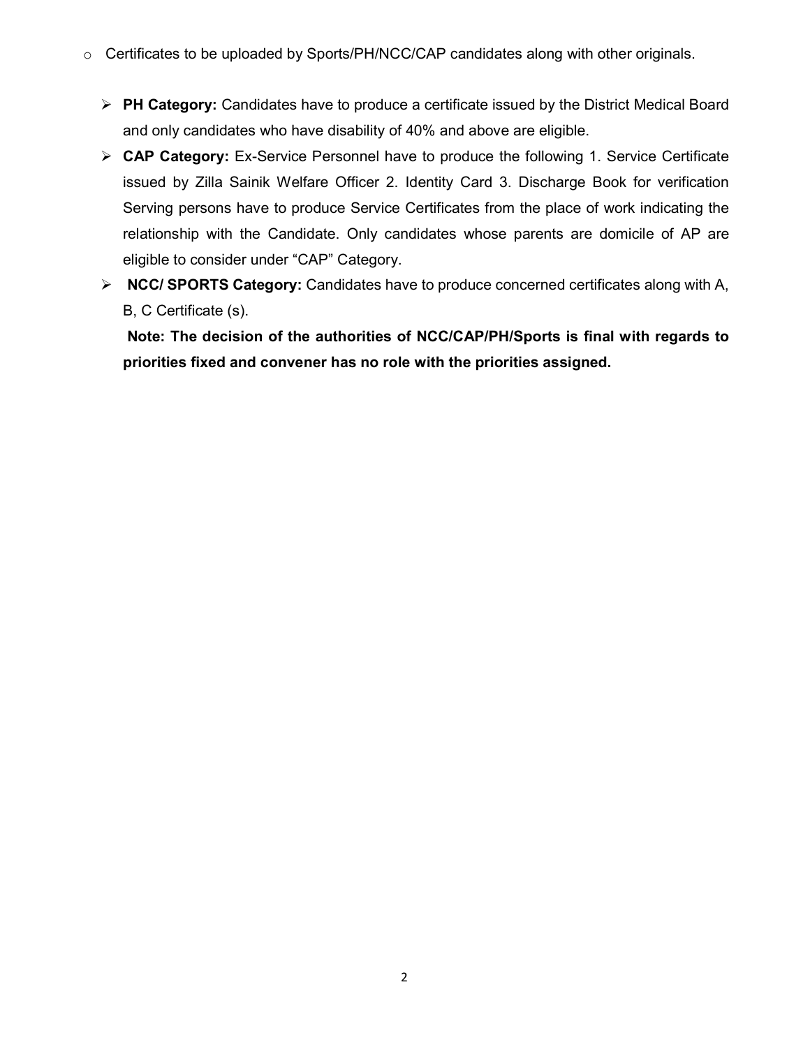- Certificates to be uploaded by Sports/PH/NCC/CAP candidates along with other originals.

  - **PH Category:** Candidates have to produce a certificate issued by the District Medical Board and only candidates who have disability of 40% and above are eligible.
  - **CAP Category:** Ex-Service Personnel have to produce the following 1. Service Certificate issued by Zilla Sainik Welfare Officer 2. Identity Card 3. Discharge Book for verification Serving persons have to produce Service Certificates from the place of work indicating the relationship with the Candidate. Only candidates whose parents are domicile of AP are eligible to consider under “CAP” Category.
  - **NCC/ SPORTS Category:** Candidates have to produce concerned certificates along with A, B, C Certificate (s).

    **Note: The decision of the authorities of NCC/CAP/PH/Sports is final with regards to priorities fixed and convener has no role with the priorities assigned.**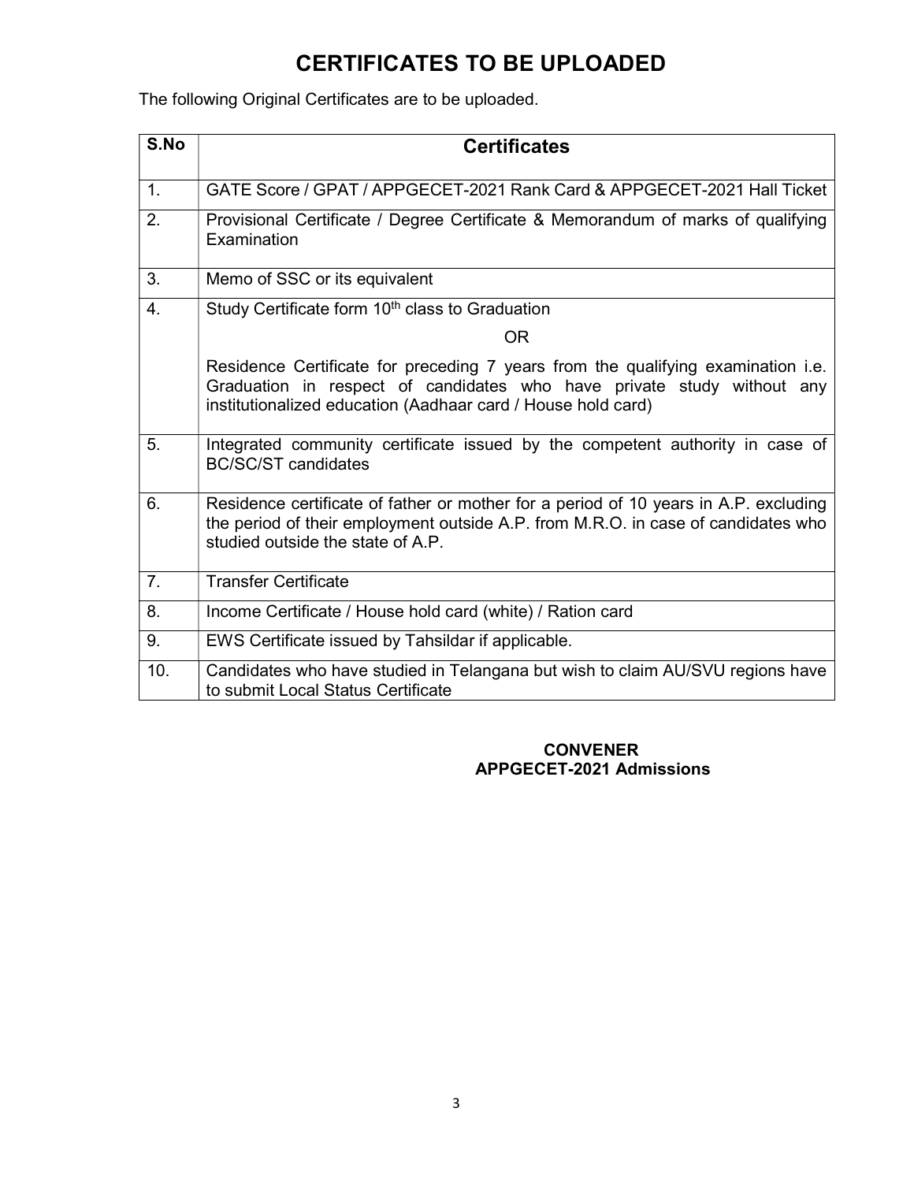# CERTIFICATES TO BE UPLOADED

The following Original Certificates are to be uploaded.

| S.No | Certificates |
|---|---|
| 1. | GATE Score / GPAT / APPGECET-2021 Rank Card & APPGECET-2021 Hall Ticket |
| 2. | Provisional Certificate / Degree Certificate & Memorandum of marks of qualifying Examination |
| 3. | Memo of SSC or its equivalent |
| 4. | Study Certificate form 10th class to Graduation<br>OR<br>Residence Certificate for preceding 7 years from the qualifying examination i.e. Graduation in respect of candidates who have private study without any institutionalized education (Aadhaar card / House hold card) |
| 5. | Integrated community certificate issued by the competent authority in case of BC/SC/ST candidates |
| 6. | Residence certificate of father or mother for a period of 10 years in A.P. excluding the period of their employment outside A.P. from M.R.O. in case of candidates who studied outside the state of A.P. |
| 7. | Transfer Certificate |
| 8. | Income Certificate / House hold card (white) / Ration card |
| 9. | EWS Certificate issued by Tahsildar if applicable. |
| 10. | Candidates who have studied in Telangana but wish to claim AU/SVU regions have to submit Local Status Certificate |

**CONVENER**
**APPGECET-2021 Admissions**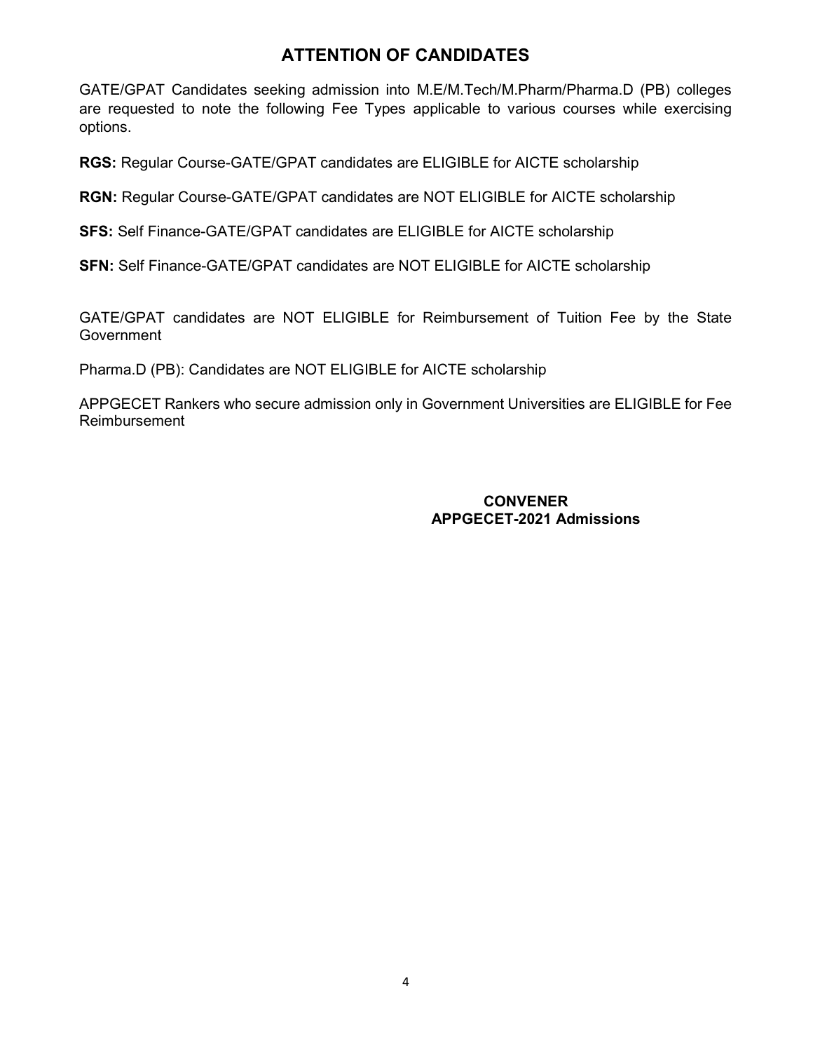# ATTENTION OF CANDIDATES

GATE/GPAT Candidates seeking admission into M.E/M.Tech/M.Pharm/Pharma.D (PB) colleges are requested to note the following Fee Types applicable to various courses while exercising options.

**RGS:** Regular Course-GATE/GPAT candidates are ELIGIBLE for AICTE scholarship

**RGN:** Regular Course-GATE/GPAT candidates are NOT ELIGIBLE for AICTE scholarship

**SFS:** Self Finance-GATE/GPAT candidates are ELIGIBLE for AICTE scholarship

**SFN:** Self Finance-GATE/GPAT candidates are NOT ELIGIBLE for AICTE scholarship

GATE/GPAT candidates are NOT ELIGIBLE for Reimbursement of Tuition Fee by the State Government

Pharma.D (PB): Candidates are NOT ELIGIBLE for AICTE scholarship

APPGECET Rankers who secure admission only in Government Universities are ELIGIBLE for Fee Reimbursement

**CONVENER**
**APPGECET-2021 Admissions**